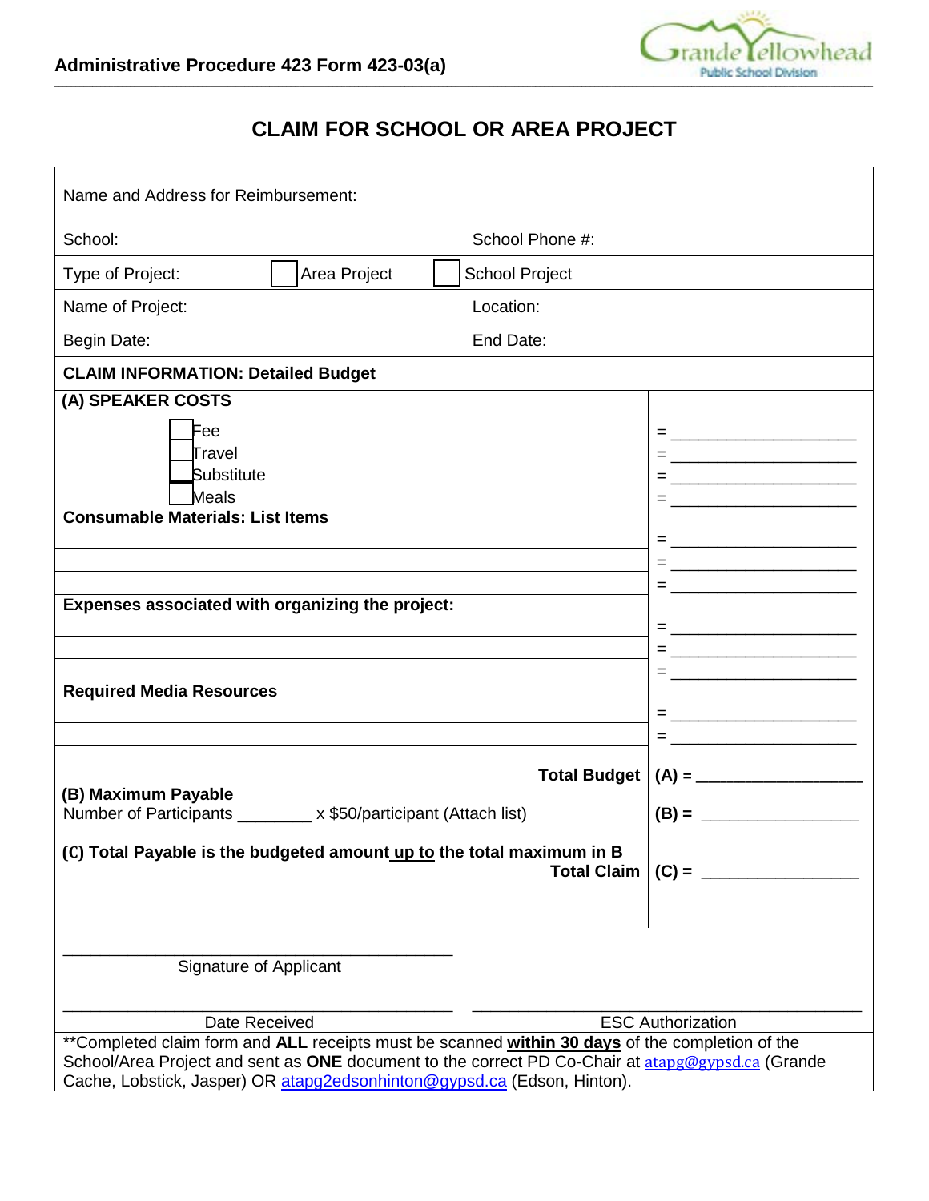Administrative Procedure 423 Form 423-03(a)

# CLAIM FOR SCHOOL OR AREA PROJECT

| Name and Address for Reimbursement: | |
|---|---|
| School: | School Phone #: |
| Type of Project: ☐ Area Project ☐ School Project | |
| Name of Project: | Location: |
| Begin Date: | End Date: |

**CLAIM INFORMATION: Detailed Budget**

| | |
|---|---|
| **(A) SPEAKER COSTS** | |
| ☐ Fee | = ____________________ |
| ☐ Travel | = ____________________ |
| ☐ Substitute | = ____________________ |
| ☐ Meals | = ____________________ |
| **Consumable Materials: List Items** | = ____________________ |
| | = ____________________ |
| | = ____________________ |
| **Expenses associated with organizing the project:** | = ____________________ |
| | = ____________________ |
| | = ____________________ |
| **Required Media Resources** | = ____________________ |
| | = ____________________ |
| **Total Budget** | **(A) =** __________________ |
| **(B) Maximum Payable** Number of Participants ________ x $50/participant (Attach list) | **(B) =** __________________ |
| **(C) Total Payable is the budgeted amount <u>up to</u> the total maximum in B** **Total Claim** | **(C) =** __________________ |

________________________________________
Signature of Applicant

________________________________________ ________________________________________
Date Received ESC Authorization

**Completed claim form and **ALL** receipts must be scanned **<u>within 30 days</u>** of the completion of the School/Area Project and sent as **ONE** document to the correct PD Co-Chair at atapg@gypsd.ca (Grande Cache, Lobstick, Jasper) OR atapg2edsonhinton@gypsd.ca (Edson, Hinton).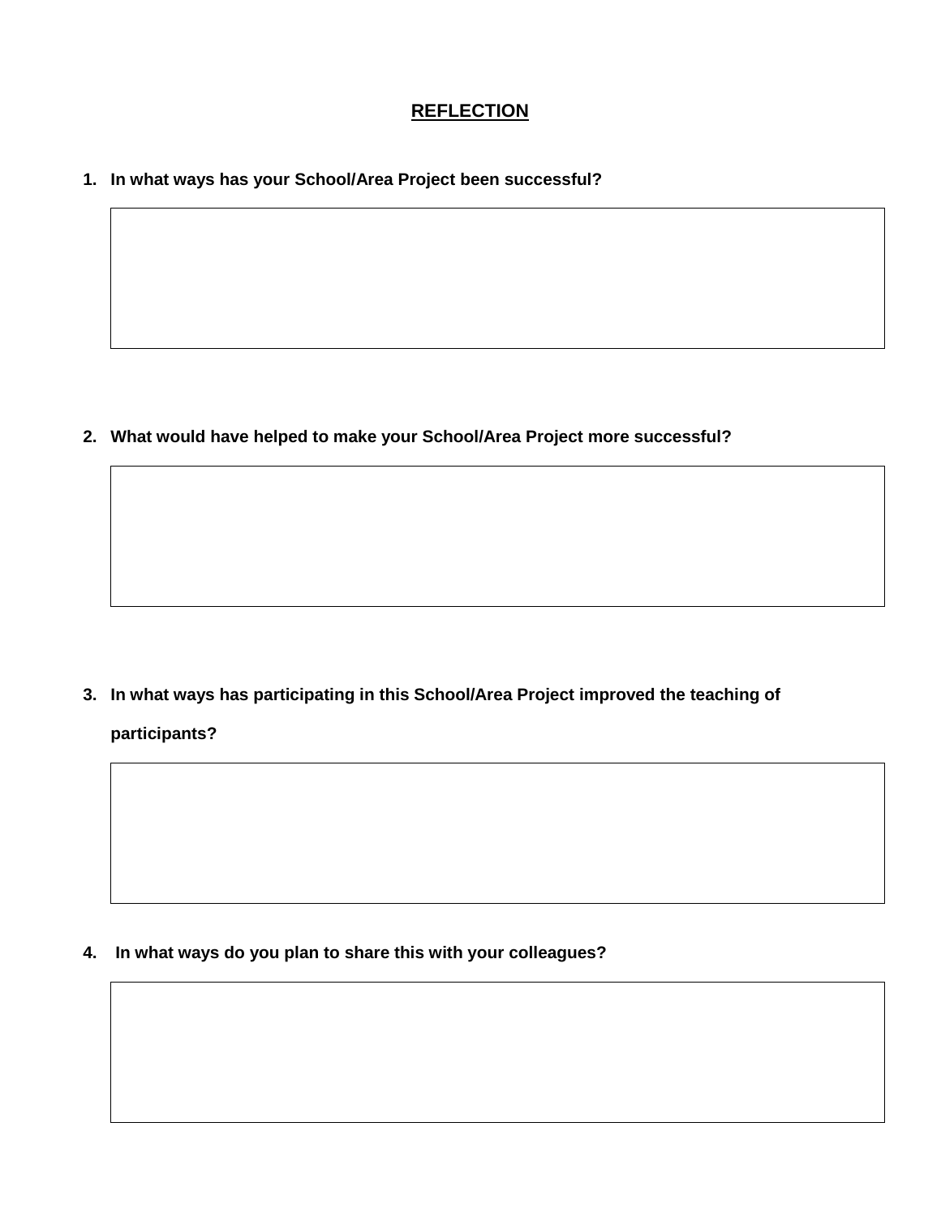# REFLECTION

1. **In what ways has your School/Area Project been successful?**

2. **What would have helped to make your School/Area Project more successful?**

3. **In what ways has participating in this School/Area Project improved the teaching of participants?**

4. **In what ways do you plan to share this with your colleagues?**